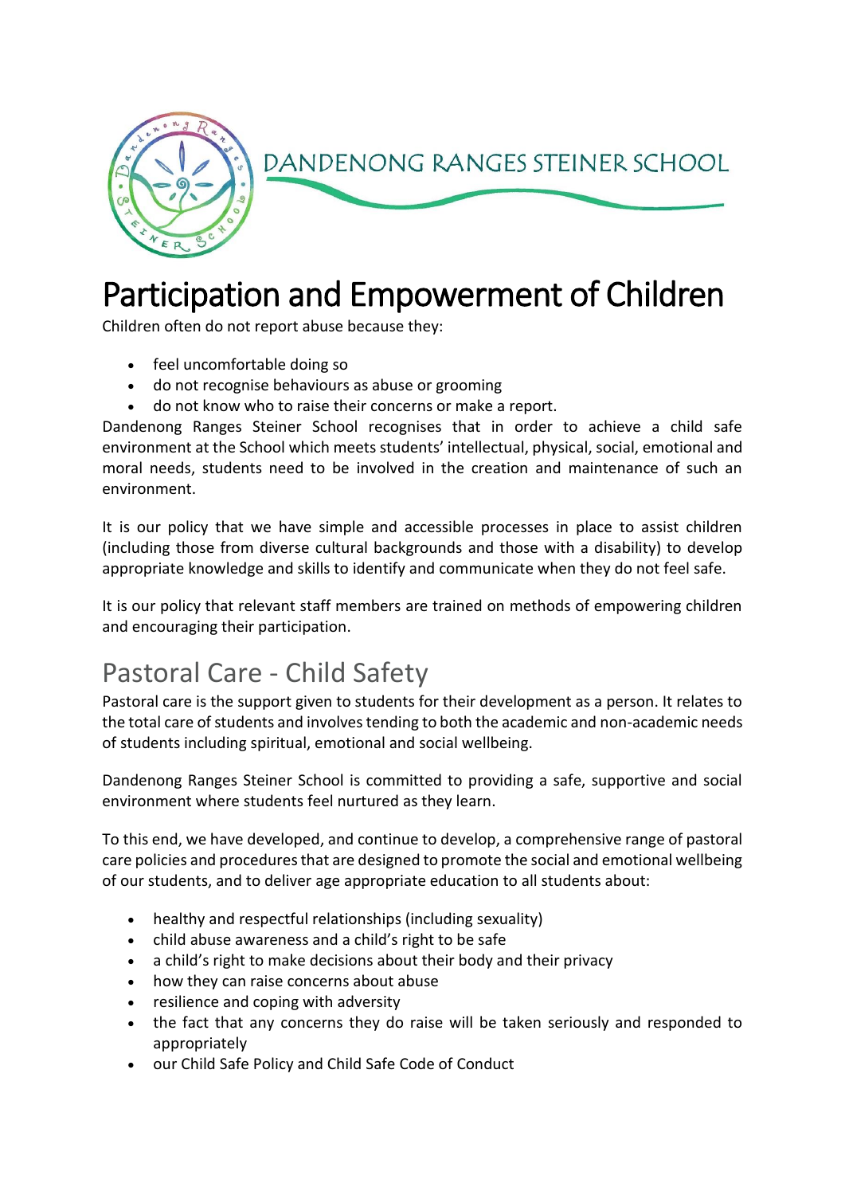DANDENONG RANGES STEINER SCHOOL

# Participation and Empowerment of Children

Children often do not report abuse because they:

- feel uncomfortable doing so
- do not recognise behaviours as abuse or grooming
- do not know who to raise their concerns or make a report.

Dandenong Ranges Steiner School recognises that in order to achieve a child safe environment at the School which meets students' intellectual, physical, social, emotional and moral needs, students need to be involved in the creation and maintenance of such an environment.

It is our policy that we have simple and accessible processes in place to assist children (including those from diverse cultural backgrounds and those with a disability) to develop appropriate knowledge and skills to identify and communicate when they do not feel safe.

It is our policy that relevant staff members are trained on methods of empowering children and encouraging their participation.

## Pastoral Care - Child Safety

Pastoral care is the support given to students for their development as a person. It relates to the total care of students and involves tending to both the academic and non-academic needs of students including spiritual, emotional and social wellbeing.

Dandenong Ranges Steiner School is committed to providing a safe, supportive and social environment where students feel nurtured as they learn.

To this end, we have developed, and continue to develop, a comprehensive range of pastoral care policies and procedures that are designed to promote the social and emotional wellbeing of our students, and to deliver age appropriate education to all students about:

- healthy and respectful relationships (including sexuality)
- child abuse awareness and a child's right to be safe
- a child's right to make decisions about their body and their privacy
- how they can raise concerns about abuse
- resilience and coping with adversity
- the fact that any concerns they do raise will be taken seriously and responded to appropriately
- our Child Safe Policy and Child Safe Code of Conduct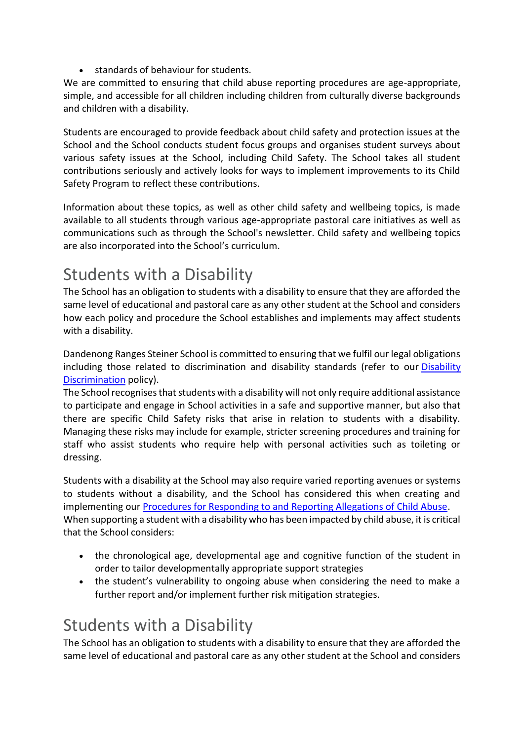- standards of behaviour for students.

We are committed to ensuring that child abuse reporting procedures are age-appropriate, simple, and accessible for all children including children from culturally diverse backgrounds and children with a disability.

Students are encouraged to provide feedback about child safety and protection issues at the School and the School conducts student focus groups and organises student surveys about various safety issues at the School, including Child Safety. The School takes all student contributions seriously and actively looks for ways to implement improvements to its Child Safety Program to reflect these contributions.

Information about these topics, as well as other child safety and wellbeing topics, is made available to all students through various age-appropriate pastoral care initiatives as well as communications such as through the School's newsletter. Child safety and wellbeing topics are also incorporated into the School's curriculum.

# Students with a Disability

The School has an obligation to students with a disability to ensure that they are afforded the same level of educational and pastoral care as any other student at the School and considers how each policy and procedure the School establishes and implements may affect students with a disability.

Dandenong Ranges Steiner School is committed to ensuring that we fulfil our legal obligations including those related to discrimination and disability standards (refer to our Disability Discrimination policy).

The School recognises that students with a disability will not only require additional assistance to participate and engage in School activities in a safe and supportive manner, but also that there are specific Child Safety risks that arise in relation to students with a disability. Managing these risks may include for example, stricter screening procedures and training for staff who assist students who require help with personal activities such as toileting or dressing.

Students with a disability at the School may also require varied reporting avenues or systems to students without a disability, and the School has considered this when creating and implementing our Procedures for Responding to and Reporting Allegations of Child Abuse.

When supporting a student with a disability who has been impacted by child abuse, it is critical that the School considers:

- the chronological age, developmental age and cognitive function of the student in order to tailor developmentally appropriate support strategies
- the student's vulnerability to ongoing abuse when considering the need to make a further report and/or implement further risk mitigation strategies.

# Students with a Disability

The School has an obligation to students with a disability to ensure that they are afforded the same level of educational and pastoral care as any other student at the School and considers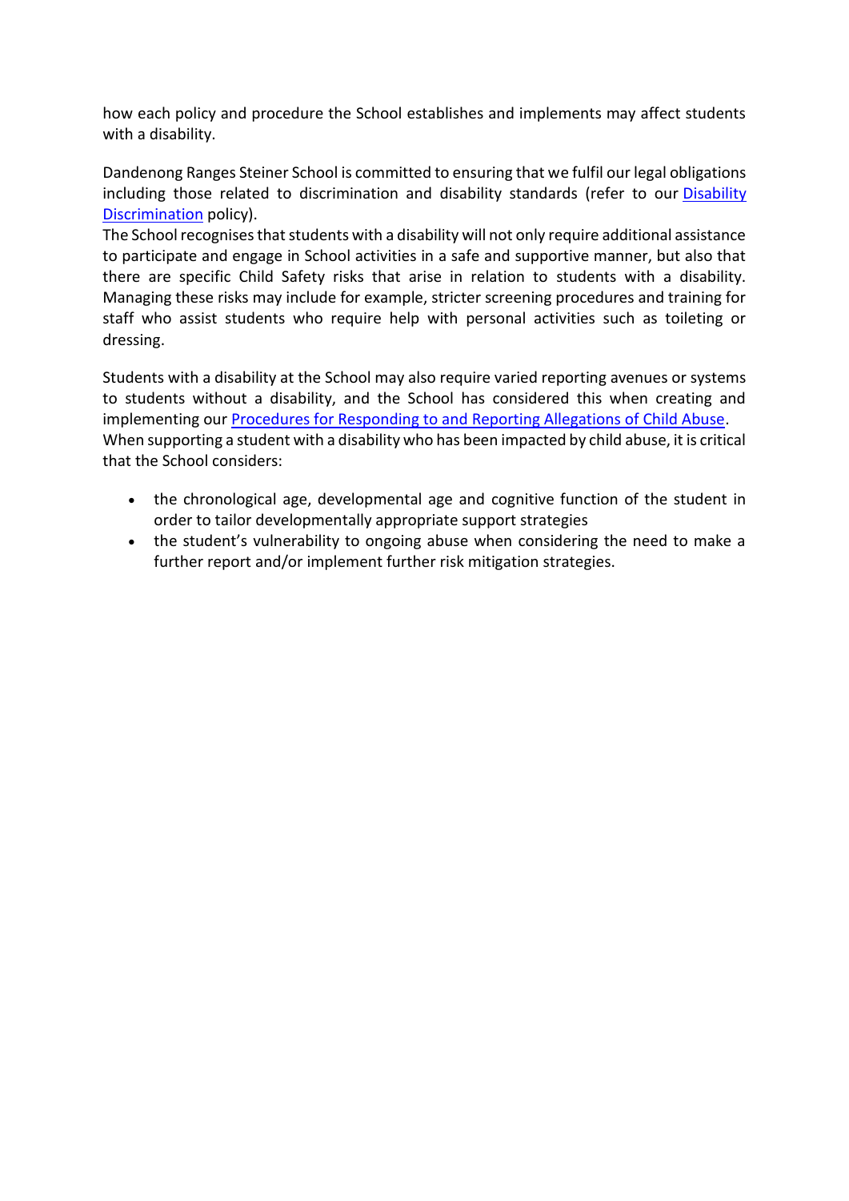how each policy and procedure the School establishes and implements may affect students with a disability.

Dandenong Ranges Steiner School is committed to ensuring that we fulfil our legal obligations including those related to discrimination and disability standards (refer to our Disability Discrimination policy).

The School recognises that students with a disability will not only require additional assistance to participate and engage in School activities in a safe and supportive manner, but also that there are specific Child Safety risks that arise in relation to students with a disability. Managing these risks may include for example, stricter screening procedures and training for staff who assist students who require help with personal activities such as toileting or dressing.

Students with a disability at the School may also require varied reporting avenues or systems to students without a disability, and the School has considered this when creating and implementing our Procedures for Responding to and Reporting Allegations of Child Abuse.

When supporting a student with a disability who has been impacted by child abuse, it is critical that the School considers:

- the chronological age, developmental age and cognitive function of the student in order to tailor developmentally appropriate support strategies
- the student's vulnerability to ongoing abuse when considering the need to make a further report and/or implement further risk mitigation strategies.